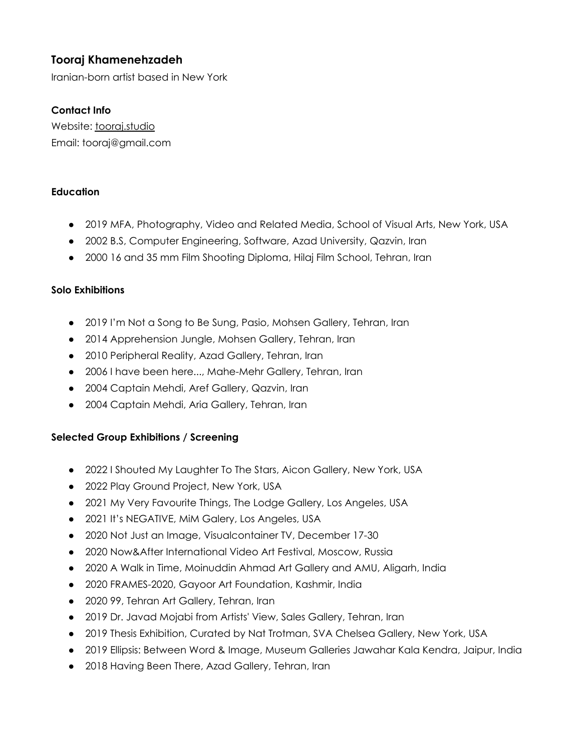## Tooraj Khamenehzadeh

Iranian-born artist based in New York

### Contact Info

Website: tooraj.studio
Email: tooraj@gmail.com

### Education

- 2019 MFA, Photography, Video and Related Media, School of Visual Arts, New York, USA
- 2002 B.S, Computer Engineering, Software, Azad University, Qazvin, Iran
- 2000 16 and 35 mm Film Shooting Diploma, Hilaj Film School, Tehran, Iran

### Solo Exhibitions

- 2019 I'm Not a Song to Be Sung, Pasio, Mohsen Gallery, Tehran, Iran
- 2014 Apprehension Jungle, Mohsen Gallery, Tehran, Iran
- 2010 Peripheral Reality, Azad Gallery, Tehran, Iran
- 2006 I have been here..., Mahe-Mehr Gallery, Tehran, Iran
- 2004 Captain Mehdi, Aref Gallery, Qazvin, Iran
- 2004 Captain Mehdi, Aria Gallery, Tehran, Iran

### Selected Group Exhibitions / Screening

- 2022 I Shouted My Laughter To The Stars, Aicon Gallery, New York, USA
- 2022 Play Ground Project, New York, USA
- 2021 My Very Favourite Things, The Lodge Gallery, Los Angeles, USA
- 2021 It's NEGATIVE, MiM Galery, Los Angeles, USA
- 2020 Not Just an Image, Visualcontainer TV, December 17-30
- 2020 Now&After International Video Art Festival, Moscow, Russia
- 2020 A Walk in Time, Moinuddin Ahmad Art Gallery and AMU, Aligarh, India
- 2020 FRAMES-2020, Gayoor Art Foundation, Kashmir, India
- 2020 99, Tehran Art Gallery, Tehran, Iran
- 2019 Dr. Javad Mojabi from Artists' View, Sales Gallery, Tehran, Iran
- 2019 Thesis Exhibition, Curated by Nat Trotman, SVA Chelsea Gallery, New York, USA
- 2019 Ellipsis: Between Word & Image, Museum Galleries Jawahar Kala Kendra, Jaipur, India
- 2018 Having Been There, Azad Gallery, Tehran, Iran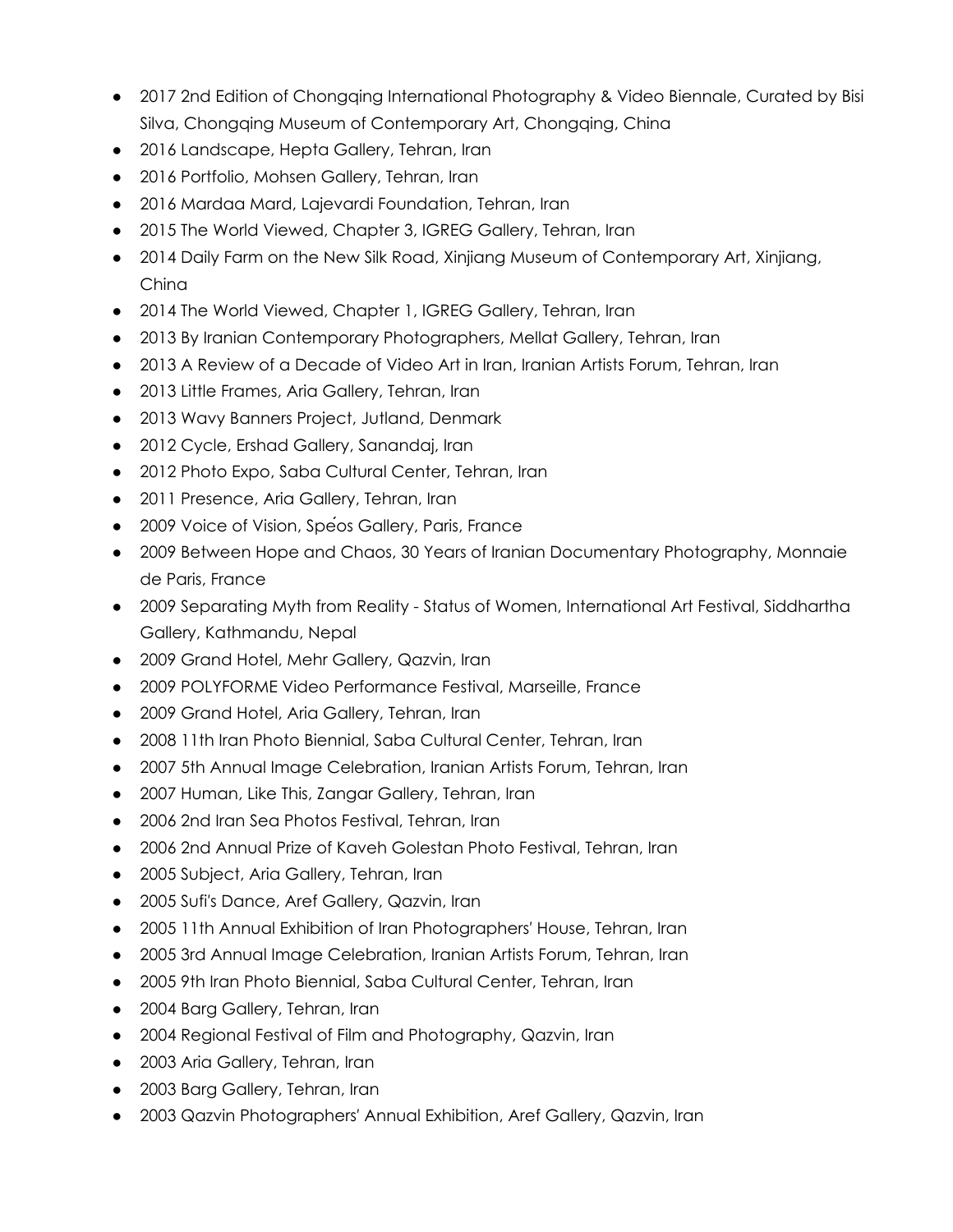- 2017 2nd Edition of Chongqing International Photography & Video Biennale, Curated by Bisi Silva, Chongqing Museum of Contemporary Art, Chongqing, China
- 2016 Landscape, Hepta Gallery, Tehran, Iran
- 2016 Portfolio, Mohsen Gallery, Tehran, Iran
- 2016 Mardaa Mard, Lajevardi Foundation, Tehran, Iran
- 2015 The World Viewed, Chapter 3, IGREG Gallery, Tehran, Iran
- 2014 Daily Farm on the New Silk Road, Xinjiang Museum of Contemporary Art, Xinjiang, China
- 2014 The World Viewed, Chapter 1, IGREG Gallery, Tehran, Iran
- 2013 By Iranian Contemporary Photographers, Mellat Gallery, Tehran, Iran
- 2013 A Review of a Decade of Video Art in Iran, Iranian Artists Forum, Tehran, Iran
- 2013 Little Frames, Aria Gallery, Tehran, Iran
- 2013 Wavy Banners Project, Jutland, Denmark
- 2012 Cycle, Ershad Gallery, Sanandaj, Iran
- 2012 Photo Expo, Saba Cultural Center, Tehran, Iran
- 2011 Presence, Aria Gallery, Tehran, Iran
- 2009 Voice of Vision, Spéos Gallery, Paris, France
- 2009 Between Hope and Chaos, 30 Years of Iranian Documentary Photography, Monnaie de Paris, France
- 2009 Separating Myth from Reality - Status of Women, International Art Festival, Siddhartha Gallery, Kathmandu, Nepal
- 2009 Grand Hotel, Mehr Gallery, Qazvin, Iran
- 2009 POLYFORME Video Performance Festival, Marseille, France
- 2009 Grand Hotel, Aria Gallery, Tehran, Iran
- 2008 11th Iran Photo Biennial, Saba Cultural Center, Tehran, Iran
- 2007 5th Annual Image Celebration, Iranian Artists Forum, Tehran, Iran
- 2007 Human, Like This, Zangar Gallery, Tehran, Iran
- 2006 2nd Iran Sea Photos Festival, Tehran, Iran
- 2006 2nd Annual Prize of Kaveh Golestan Photo Festival, Tehran, Iran
- 2005 Subject, Aria Gallery, Tehran, Iran
- 2005 Sufi's Dance, Aref Gallery, Qazvin, Iran
- 2005 11th Annual Exhibition of Iran Photographers' House, Tehran, Iran
- 2005 3rd Annual Image Celebration, Iranian Artists Forum, Tehran, Iran
- 2005 9th Iran Photo Biennial, Saba Cultural Center, Tehran, Iran
- 2004 Barg Gallery, Tehran, Iran
- 2004 Regional Festival of Film and Photography, Qazvin, Iran
- 2003 Aria Gallery, Tehran, Iran
- 2003 Barg Gallery, Tehran, Iran
- 2003 Qazvin Photographers' Annual Exhibition, Aref Gallery, Qazvin, Iran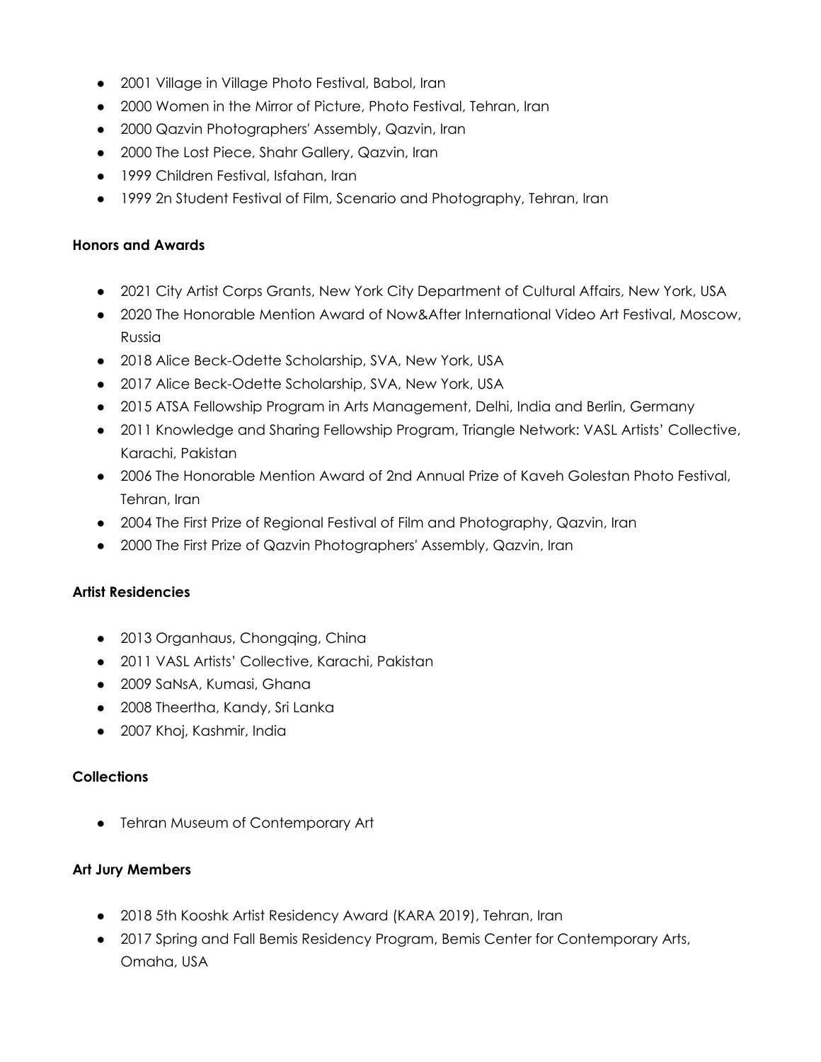- 2001 Village in Village Photo Festival, Babol, Iran
- 2000 Women in the Mirror of Picture, Photo Festival, Tehran, Iran
- 2000 Qazvin Photographers' Assembly, Qazvin, Iran
- 2000 The Lost Piece, Shahr Gallery, Qazvin, Iran
- 1999 Children Festival, Isfahan, Iran
- 1999 2n Student Festival of Film, Scenario and Photography, Tehran, Iran

**Honors and Awards**

- 2021 City Artist Corps Grants, New York City Department of Cultural Affairs, New York, USA
- 2020 The Honorable Mention Award of Now&After International Video Art Festival, Moscow, Russia
- 2018 Alice Beck-Odette Scholarship, SVA, New York, USA
- 2017 Alice Beck-Odette Scholarship, SVA, New York, USA
- 2015 ATSA Fellowship Program in Arts Management, Delhi, India and Berlin, Germany
- 2011 Knowledge and Sharing Fellowship Program, Triangle Network: VASL Artists' Collective, Karachi, Pakistan
- 2006 The Honorable Mention Award of 2nd Annual Prize of Kaveh Golestan Photo Festival, Tehran, Iran
- 2004 The First Prize of Regional Festival of Film and Photography, Qazvin, Iran
- 2000 The First Prize of Qazvin Photographers' Assembly, Qazvin, Iran

**Artist Residencies**

- 2013 Organhaus, Chongqing, China
- 2011 VASL Artists' Collective, Karachi, Pakistan
- 2009 SaNsA, Kumasi, Ghana
- 2008 Theertha, Kandy, Sri Lanka
- 2007 Khoj, Kashmir, India

**Collections**

- Tehran Museum of Contemporary Art

**Art Jury Members**

- 2018 5th Kooshk Artist Residency Award (KARA 2019), Tehran, Iran
- 2017 Spring and Fall Bemis Residency Program, Bemis Center for Contemporary Arts, Omaha, USA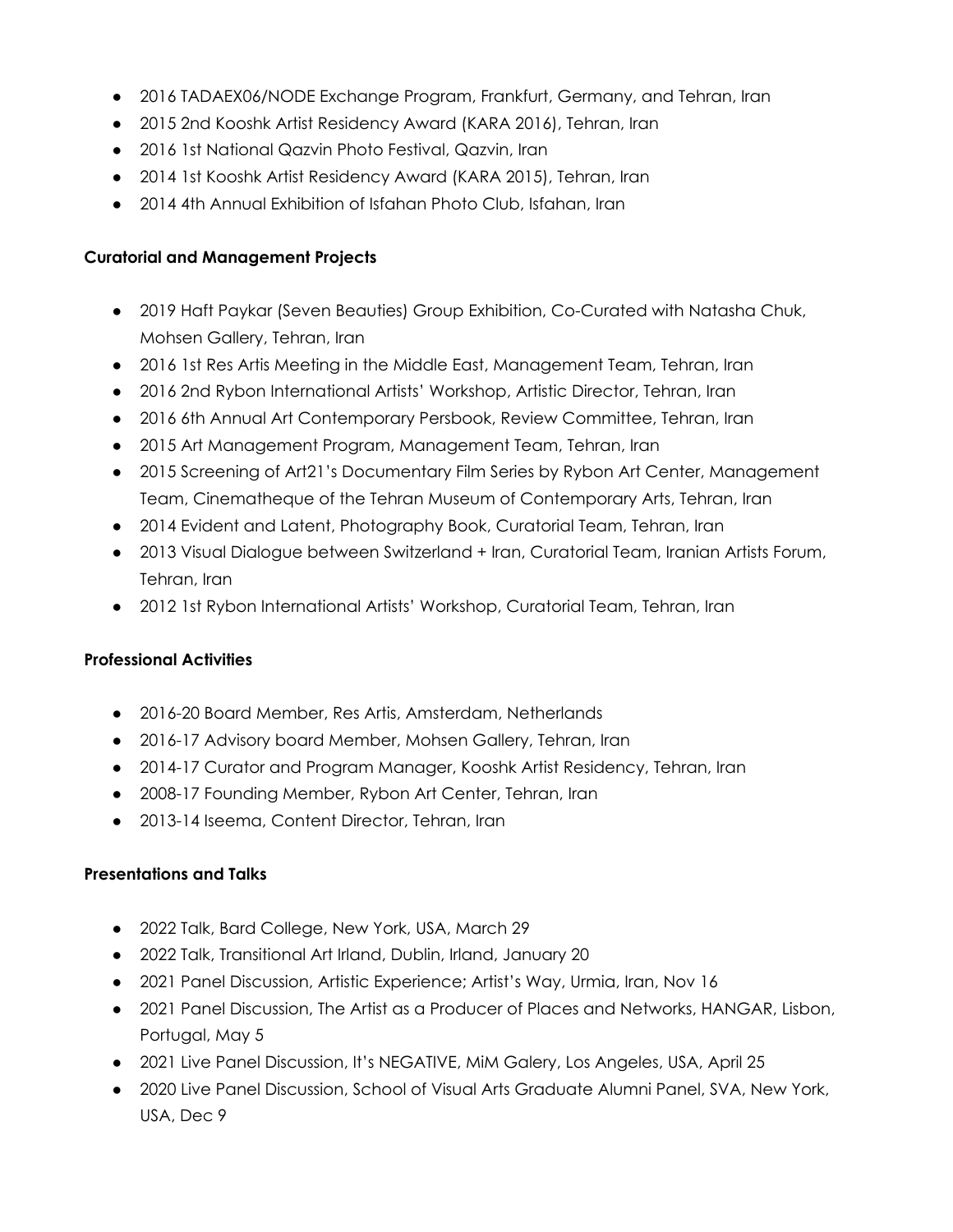- 2016 TADAEX06/NODE Exchange Program, Frankfurt, Germany, and Tehran, Iran
- 2015 2nd Kooshk Artist Residency Award (KARA 2016), Tehran, Iran
- 2016 1st National Qazvin Photo Festival, Qazvin, Iran
- 2014 1st Kooshk Artist Residency Award (KARA 2015), Tehran, Iran
- 2014 4th Annual Exhibition of Isfahan Photo Club, Isfahan, Iran

**Curatorial and Management Projects**

- 2019 Haft Paykar (Seven Beauties) Group Exhibition, Co-Curated with Natasha Chuk, Mohsen Gallery, Tehran, Iran
- 2016 1st Res Artis Meeting in the Middle East, Management Team, Tehran, Iran
- 2016 2nd Rybon International Artists' Workshop, Artistic Director, Tehran, Iran
- 2016 6th Annual Art Contemporary Persbook, Review Committee, Tehran, Iran
- 2015 Art Management Program, Management Team, Tehran, Iran
- 2015 Screening of Art21's Documentary Film Series by Rybon Art Center, Management Team, Cinematheque of the Tehran Museum of Contemporary Arts, Tehran, Iran
- 2014 Evident and Latent, Photography Book, Curatorial Team, Tehran, Iran
- 2013 Visual Dialogue between Switzerland + Iran, Curatorial Team, Iranian Artists Forum, Tehran, Iran
- 2012 1st Rybon International Artists' Workshop, Curatorial Team, Tehran, Iran

**Professional Activities**

- 2016-20 Board Member, Res Artis, Amsterdam, Netherlands
- 2016-17 Advisory board Member, Mohsen Gallery, Tehran, Iran
- 2014-17 Curator and Program Manager, Kooshk Artist Residency, Tehran, Iran
- 2008-17 Founding Member, Rybon Art Center, Tehran, Iran
- 2013-14 Iseema, Content Director, Tehran, Iran

**Presentations and Talks**

- 2022 Talk, Bard College, New York, USA, March 29
- 2022 Talk, Transitional Art Irland, Dublin, Irland, January 20
- 2021 Panel Discussion, Artistic Experience; Artist's Way, Urmia, Iran, Nov 16
- 2021 Panel Discussion, The Artist as a Producer of Places and Networks, HANGAR, Lisbon, Portugal, May 5
- 2021 Live Panel Discussion, It's NEGATIVE, MiM Galery, Los Angeles, USA, April 25
- 2020 Live Panel Discussion, School of Visual Arts Graduate Alumni Panel, SVA, New York, USA, Dec 9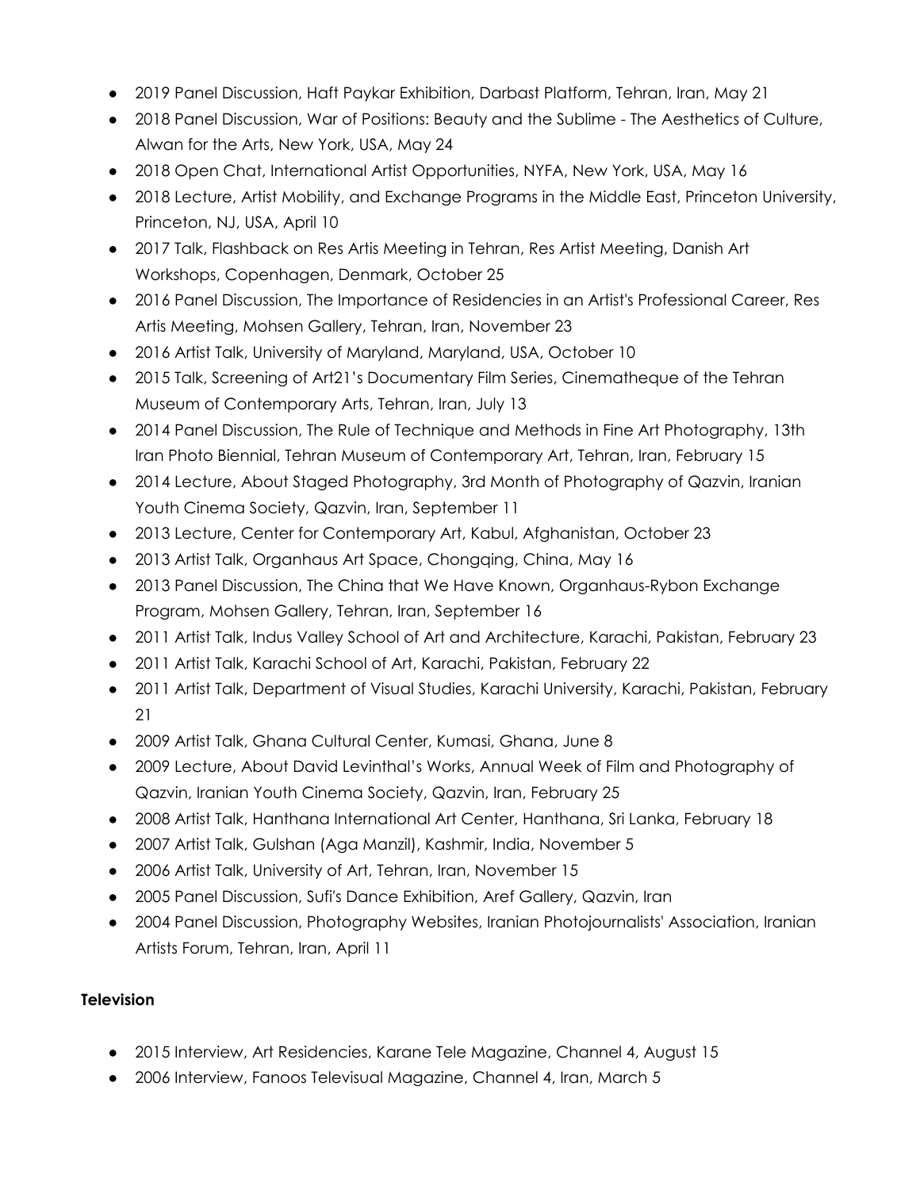- 2019 Panel Discussion, Haft Paykar Exhibition, Darbast Platform, Tehran, Iran, May 21
- 2018 Panel Discussion, War of Positions: Beauty and the Sublime - The Aesthetics of Culture, Alwan for the Arts, New York, USA, May 24
- 2018 Open Chat, International Artist Opportunities, NYFA, New York, USA, May 16
- 2018 Lecture, Artist Mobility, and Exchange Programs in the Middle East, Princeton University, Princeton, NJ, USA, April 10
- 2017 Talk, Flashback on Res Artis Meeting in Tehran, Res Artist Meeting, Danish Art Workshops, Copenhagen, Denmark, October 25
- 2016 Panel Discussion, The Importance of Residencies in an Artist's Professional Career, Res Artis Meeting, Mohsen Gallery, Tehran, Iran, November 23
- 2016 Artist Talk, University of Maryland, Maryland, USA, October 10
- 2015 Talk, Screening of Art21's Documentary Film Series, Cinematheque of the Tehran Museum of Contemporary Arts, Tehran, Iran, July 13
- 2014 Panel Discussion, The Rule of Technique and Methods in Fine Art Photography, 13th Iran Photo Biennial, Tehran Museum of Contemporary Art, Tehran, Iran, February 15
- 2014 Lecture, About Staged Photography, 3rd Month of Photography of Qazvin, Iranian Youth Cinema Society, Qazvin, Iran, September 11
- 2013 Lecture, Center for Contemporary Art, Kabul, Afghanistan, October 23
- 2013 Artist Talk, Organhaus Art Space, Chongqing, China, May 16
- 2013 Panel Discussion, The China that We Have Known, Organhaus-Rybon Exchange Program, Mohsen Gallery, Tehran, Iran, September 16
- 2011 Artist Talk, Indus Valley School of Art and Architecture, Karachi, Pakistan, February 23
- 2011 Artist Talk, Karachi School of Art, Karachi, Pakistan, February 22
- 2011 Artist Talk, Department of Visual Studies, Karachi University, Karachi, Pakistan, February 21
- 2009 Artist Talk, Ghana Cultural Center, Kumasi, Ghana, June 8
- 2009 Lecture, About David Levinthal's Works, Annual Week of Film and Photography of Qazvin, Iranian Youth Cinema Society, Qazvin, Iran, February 25
- 2008 Artist Talk, Hanthana International Art Center, Hanthana, Sri Lanka, February 18
- 2007 Artist Talk, Gulshan (Aga Manzil), Kashmir, India, November 5
- 2006 Artist Talk, University of Art, Tehran, Iran, November 15
- 2005 Panel Discussion, Sufi's Dance Exhibition, Aref Gallery, Qazvin, Iran
- 2004 Panel Discussion, Photography Websites, Iranian Photojournalists' Association, Iranian Artists Forum, Tehran, Iran, April 11

**Television**

- 2015 Interview, Art Residencies, Karane Tele Magazine, Channel 4, August 15
- 2006 Interview, Fanoos Televisual Magazine, Channel 4, Iran, March 5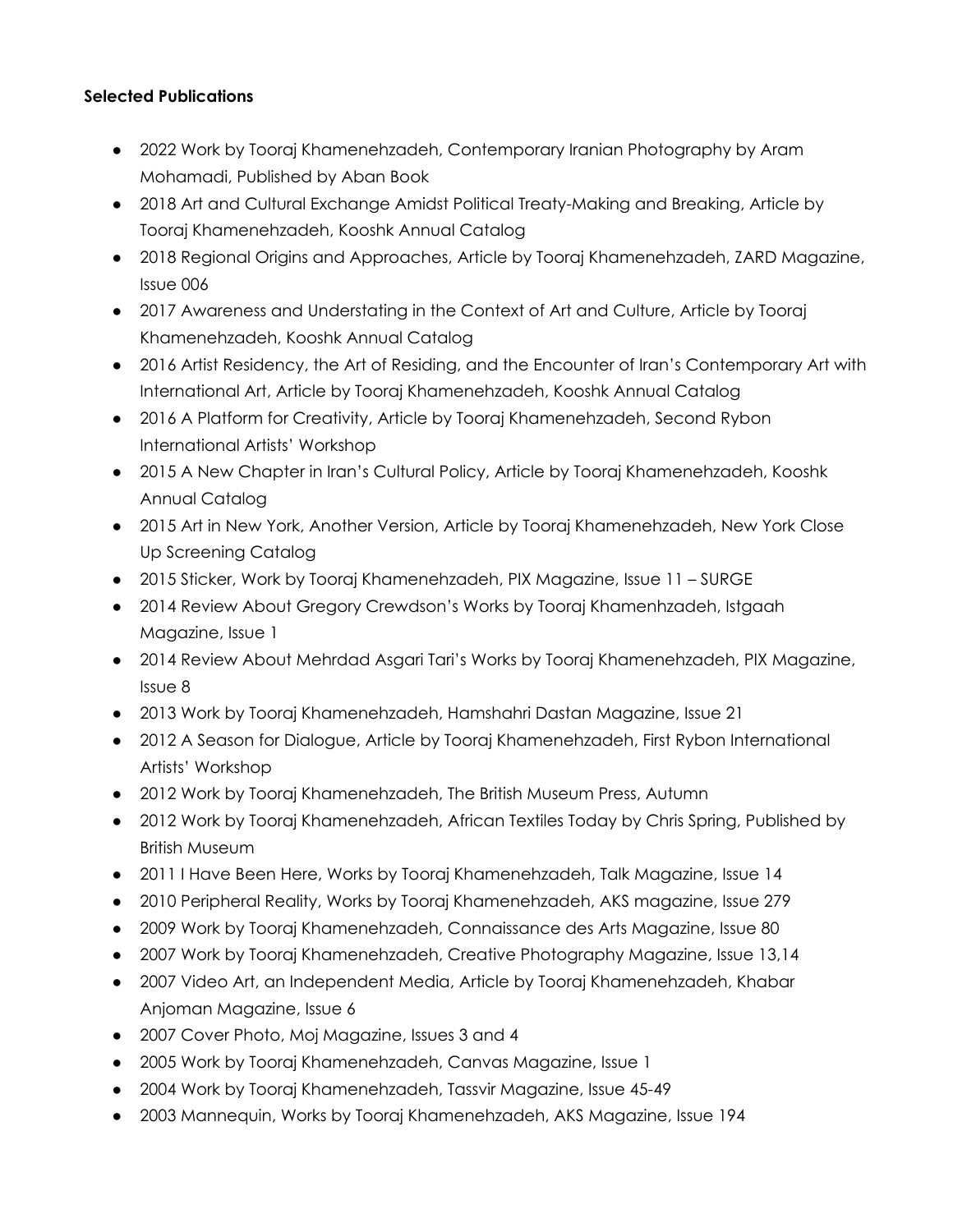**Selected Publications**

- 2022 Work by Tooraj Khamenehzadeh, Contemporary Iranian Photography by Aram Mohamadi, Published by Aban Book
- 2018 Art and Cultural Exchange Amidst Political Treaty-Making and Breaking, Article by Tooraj Khamenehzadeh, Kooshk Annual Catalog
- 2018 Regional Origins and Approaches, Article by Tooraj Khamenehzadeh, ZARD Magazine, Issue 006
- 2017 Awareness and Understating in the Context of Art and Culture, Article by Tooraj Khamenehzadeh, Kooshk Annual Catalog
- 2016 Artist Residency, the Art of Residing, and the Encounter of Iran's Contemporary Art with International Art, Article by Tooraj Khamenehzadeh, Kooshk Annual Catalog
- 2016 A Platform for Creativity, Article by Tooraj Khamenehzadeh, Second Rybon International Artists' Workshop
- 2015 A New Chapter in Iran's Cultural Policy, Article by Tooraj Khamenehzadeh, Kooshk Annual Catalog
- 2015 Art in New York, Another Version, Article by Tooraj Khamenehzadeh, New York Close Up Screening Catalog
- 2015 Sticker, Work by Tooraj Khamenehzadeh, PIX Magazine, Issue 11 – SURGE
- 2014 Review About Gregory Crewdson's Works by Tooraj Khamenhzadeh, Istgaah Magazine, Issue 1
- 2014 Review About Mehrdad Asgari Tari's Works by Tooraj Khamenehzadeh, PIX Magazine, Issue 8
- 2013 Work by Tooraj Khamenehzadeh, Hamshahri Dastan Magazine, Issue 21
- 2012 A Season for Dialogue, Article by Tooraj Khamenehzadeh, First Rybon International Artists' Workshop
- 2012 Work by Tooraj Khamenehzadeh, The British Museum Press, Autumn
- 2012 Work by Tooraj Khamenehzadeh, African Textiles Today by Chris Spring, Published by British Museum
- 2011 I Have Been Here, Works by Tooraj Khamenehzadeh, Talk Magazine, Issue 14
- 2010 Peripheral Reality, Works by Tooraj Khamenehzadeh, AKS magazine, Issue 279
- 2009 Work by Tooraj Khamenehzadeh, Connaissance des Arts Magazine, Issue 80
- 2007 Work by Tooraj Khamenehzadeh, Creative Photography Magazine, Issue 13,14
- 2007 Video Art, an Independent Media, Article by Tooraj Khamenehzadeh, Khabar Anjoman Magazine, Issue 6
- 2007 Cover Photo, Moj Magazine, Issues 3 and 4
- 2005 Work by Tooraj Khamenehzadeh, Canvas Magazine, Issue 1
- 2004 Work by Tooraj Khamenehzadeh, Tassvir Magazine, Issue 45-49
- 2003 Mannequin, Works by Tooraj Khamenehzadeh, AKS Magazine, Issue 194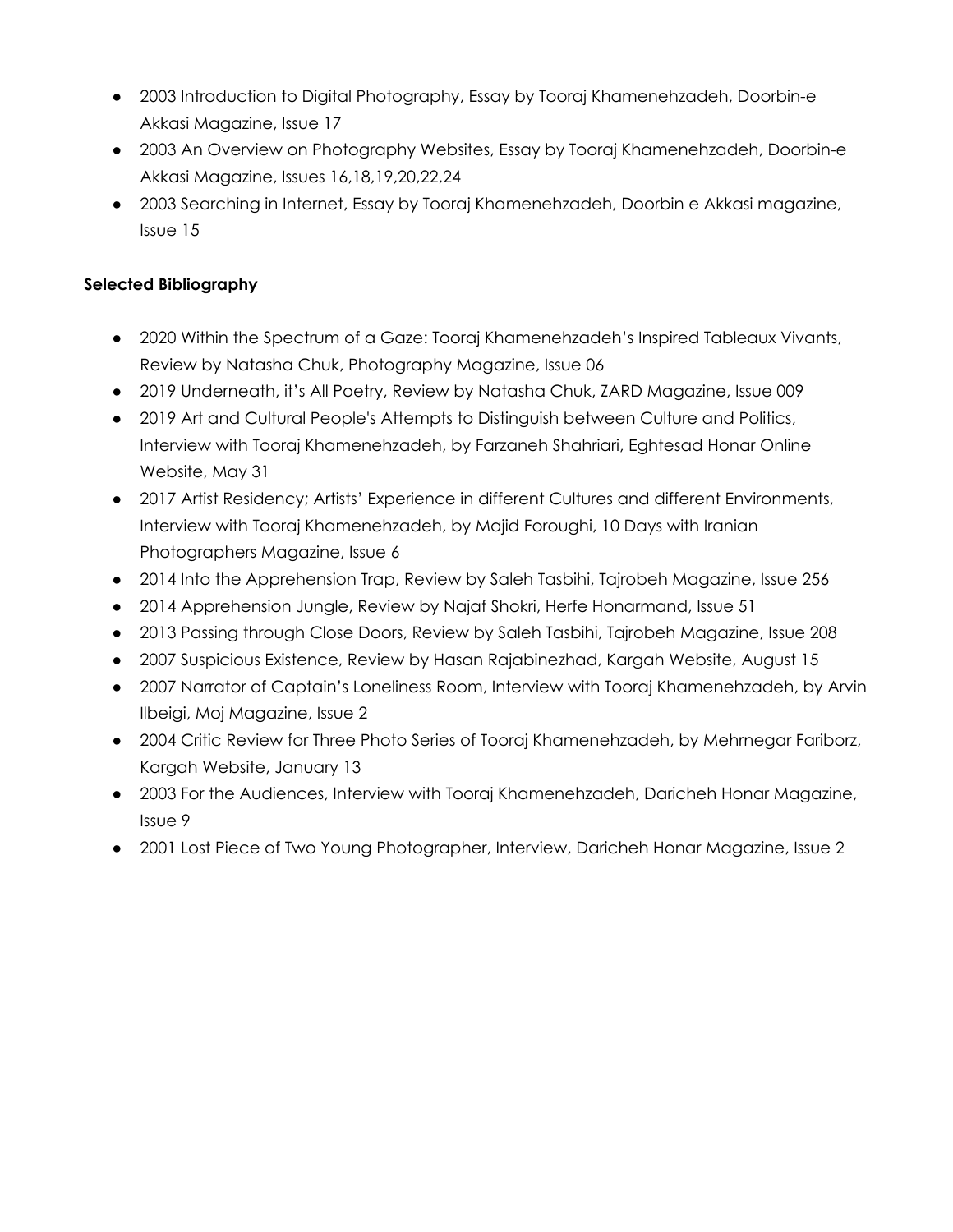- 2003 Introduction to Digital Photography, Essay by Tooraj Khamenehzadeh, Doorbin-e Akkasi Magazine, Issue 17
- 2003 An Overview on Photography Websites, Essay by Tooraj Khamenehzadeh, Doorbin-e Akkasi Magazine, Issues 16,18,19,20,22,24
- 2003 Searching in Internet, Essay by Tooraj Khamenehzadeh, Doorbin e Akkasi magazine, Issue 15

**Selected Bibliography**

- 2020 Within the Spectrum of a Gaze: Tooraj Khamenehzadeh's Inspired Tableaux Vivants, Review by Natasha Chuk, Photography Magazine, Issue 06
- 2019 Underneath, it's All Poetry, Review by Natasha Chuk, ZARD Magazine, Issue 009
- 2019 Art and Cultural People's Attempts to Distinguish between Culture and Politics, Interview with Tooraj Khamenehzadeh, by Farzaneh Shahriari, Eghtesad Honar Online Website, May 31
- 2017 Artist Residency; Artists' Experience in different Cultures and different Environments, Interview with Tooraj Khamenehzadeh, by Majid Foroughi, 10 Days with Iranian Photographers Magazine, Issue 6
- 2014 Into the Apprehension Trap, Review by Saleh Tasbihi, Tajrobeh Magazine, Issue 256
- 2014 Apprehension Jungle, Review by Najaf Shokri, Herfe Honarmand, Issue 51
- 2013 Passing through Close Doors, Review by Saleh Tasbihi, Tajrobeh Magazine, Issue 208
- 2007 Suspicious Existence, Review by Hasan Rajabinezhad, Kargah Website, August 15
- 2007 Narrator of Captain's Loneliness Room, Interview with Tooraj Khamenehzadeh, by Arvin Ilbeigi, Moj Magazine, Issue 2
- 2004 Critic Review for Three Photo Series of Tooraj Khamenehzadeh, by Mehrnegar Fariborz, Kargah Website, January 13
- 2003 For the Audiences, Interview with Tooraj Khamenehzadeh, Daricheh Honar Magazine, Issue 9
- 2001 Lost Piece of Two Young Photographer, Interview, Daricheh Honar Magazine, Issue 2